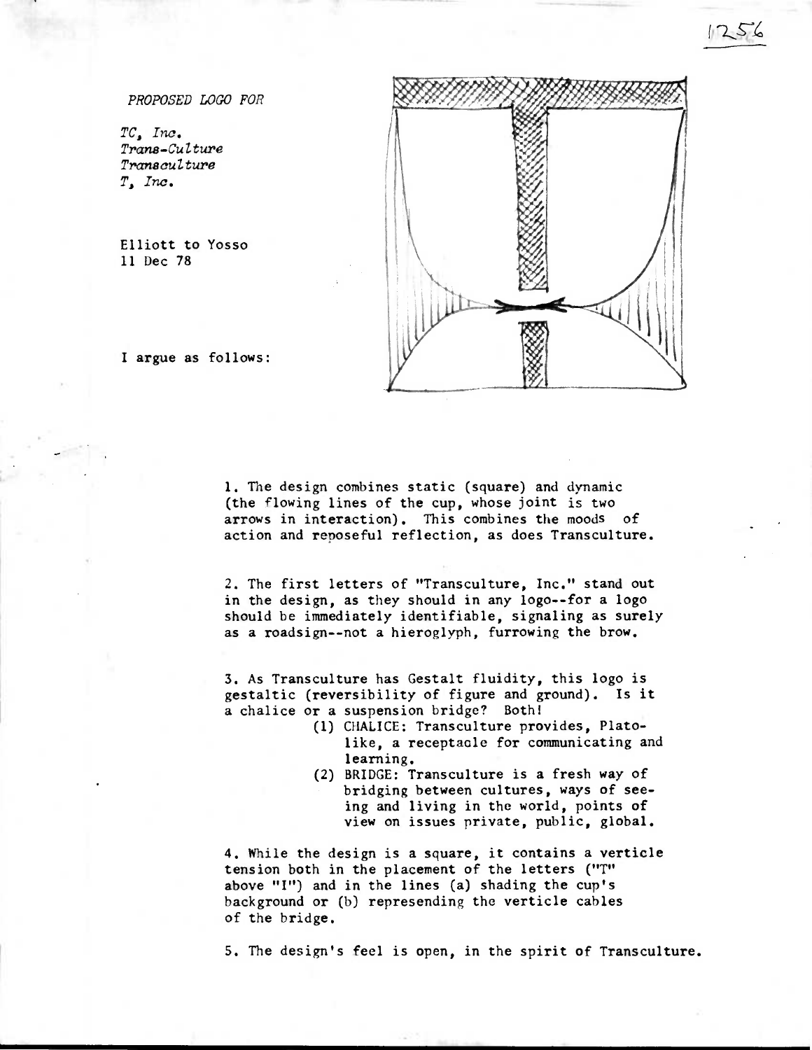*PROPOSED LOGO FOR*

*TC, Inc.*
*Trans-Culture*
*Transculture*
*T, Inc.*

Elliott to Yosso
11 Dec 78

I argue as follows:

1. The design combines static (square) and dynamic (the flowing lines of the cup, whose joint is two arrows in interaction). This combines the moods of action and reposeful reflection, as does Transculture.

2. The first letters of "Transculture, Inc." stand out in the design, as they should in any logo--for a logo should be immediately identifiable, signaling as surely as a roadsign--not a hieroglyph, furrowing the brow.

3. As Transculture has Gestalt fluidity, this logo is gestaltic (reversibility of figure and ground). Is it a chalice or a suspension bridge? Both!
   (1) CHALICE: Transculture provides, Plato-like, a receptacle for communicating and learning.
   (2) BRIDGE: Transculture is a fresh way of bridging between cultures, ways of seeing and living in the world, points of view on issues private, public, global.

4. While the design is a square, it contains a verticle tension both in the placement of the letters ("T" above "I") and in the lines (a) shading the cup's background or (b) representing the verticle cables of the bridge.

5. The design's feel is open, in the spirit of Transculture.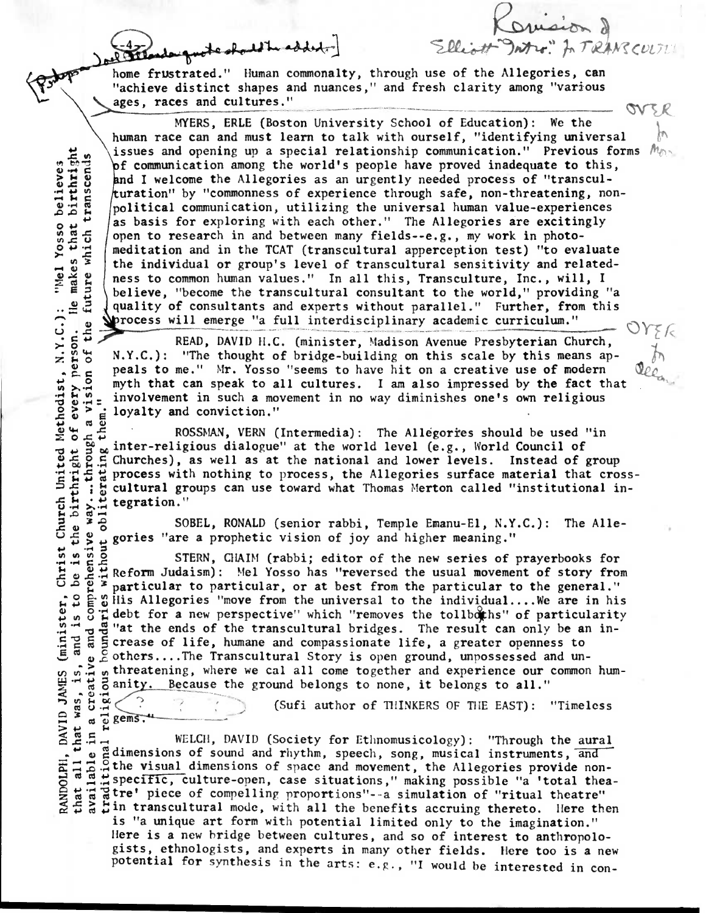home frustrated." Human commonalty, through use of the Allegories, can "achieve distinct shapes and nuances," and fresh clarity among "various ages, races and cultures."

MYERS, ERLE (Boston University School of Education): We the human race can and must learn to talk with ourself, "identifying universal issues and opening up a special relationship communication." Previous forms of communication among the world's people have proved inadequate to this, and I welcome the Allegories as an urgently needed process of "transculturation" by "commonness of experience through safe, non-threatening, non-political communication, utilizing the universal human value-experiences as basis for exploring with each other." The Allegories are excitingly open to research in and between many fields--e.g., my work in photo-meditation and in the TCAT (transcultural apperception test) "to evaluate the individual or group's level of transcultural sensitivity and relatedness to common human values." In all this, Transculture, Inc., will, I believe, "become the transcultural consultant to the world," providing "a quality of consultants and experts without parallel." Further, from this process will emerge "a full interdisciplinary academic curriculum."

READ, DAVID H.C. (minister, Madison Avenue Presbyterian Church, N.Y.C.): "The thought of bridge-building on this scale by this means appeals to me." Mr. Yosso "seems to have hit on a creative use of modern myth that can speak to all cultures. I am also impressed by the fact that involvement in such a movement in no way diminishes one's own religious loyalty and conviction."

ROSSMAN, VERN (Intermedia): The Allegories should be used "in inter-religious dialogue" at the world level (e.g., World Council of Churches), as well as at the national and lower levels. Instead of group process with nothing to process, the Allegories surface material that cross-cultural groups can use toward what Thomas Merton called "institutional integration."

SOBEL, RONALD (senior rabbi, Temple Emanu-El, N.Y.C.): The Allegories "are a prophetic vision of joy and higher meaning."

STERN, CHAIM (rabbi; editor of the new series of prayerbooks for Reform Judaism): Mel Yosso has "reversed the usual movement of story from particular to particular, or at best from the particular to the general." His Allegories "move from the universal to the individual....We are in his debt for a new perspective" which "removes the tollbooths" of particularity "at the ends of the transcultural bridges. The result can only be an increase of life, humane and compassionate life, a greater openness to others....The Transcultural Story is open ground, unpossessed and unthreatening, where we cal all come together and experience our common humanity. Because the ground belongs to none, it belongs to all."

? ? ? (Sufi author of THINKERS OF THE EAST): "Timeless gems."

WELCH, DAVID (Society for Ethnomusicology): "Through the aural dimensions of sound and rhythm, speech, song, musical instruments, and the visual dimensions of space and movement, the Allegories provide non-specific, culture-open, case situations," making possible "a 'total theatre' piece of compelling proportions"--a simulation of "ritual theatre" in transcultural mode, with all the benefits accruing thereto. Here then is "a unique art form with potential limited only to the imagination." Here is a new bridge between cultures, and so of interest to anthropologists, ethnologists, and experts in many other fields. Here too is a new potential for synthesis in the arts: e.g., "I would be interested in con-

RANDOLPH, DAVID JAMES (minister, Christ Church United Methodist, N.Y.C.): "Mel Yosso believes that all that was, is, and is to be is the birthright of every person. He makes that birthright available in a creative and comprehensive way...through a vision of the future which transcends traditional religious boundaries without obliterating them."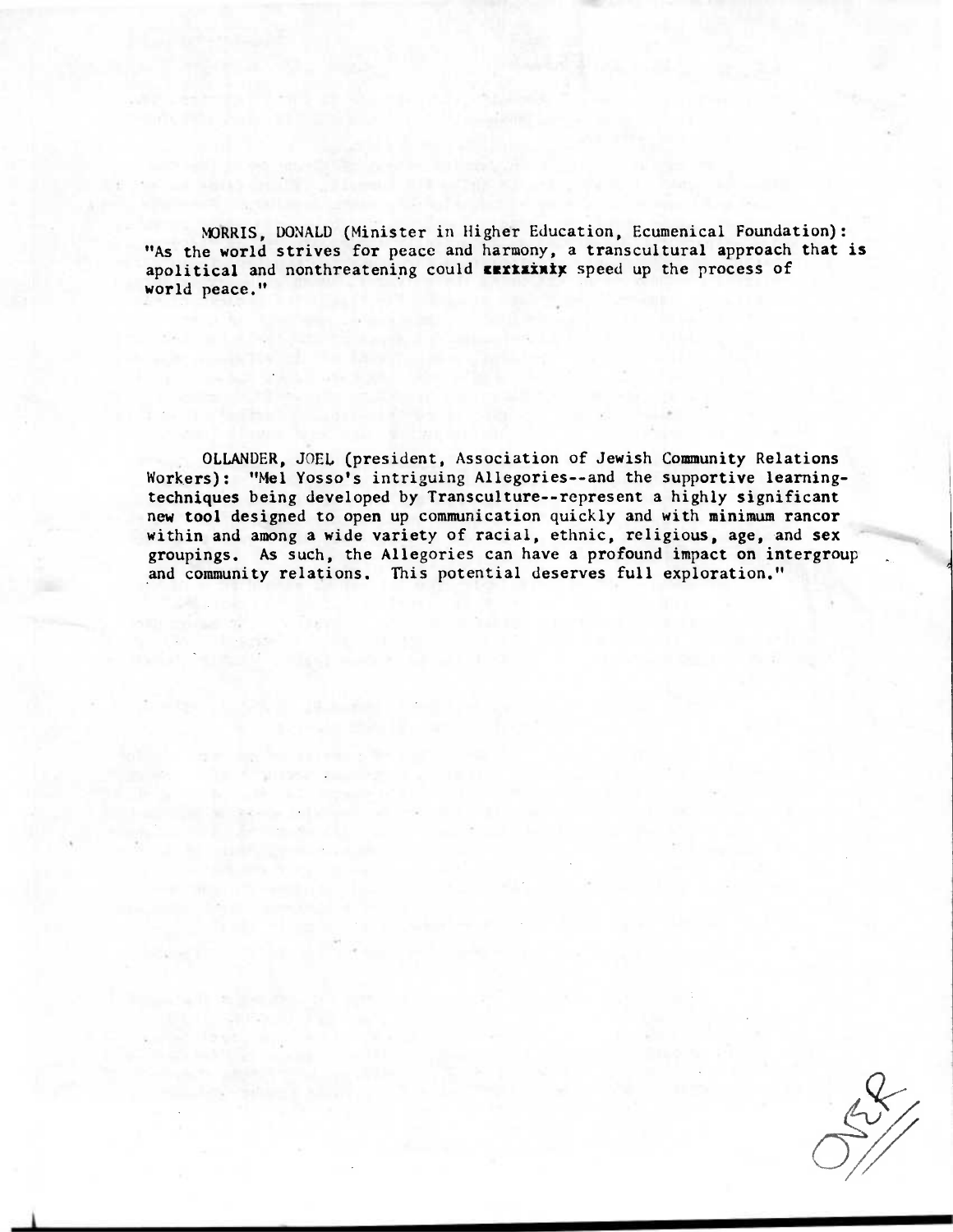MORRIS, DONALD (Minister in Higher Education, Ecumenical Foundation): "As the world strives for peace and harmony, a transcultural approach that is apolitical and nonthreatening could xxxxxxxx speed up the process of world peace."

OLLANDER, JOEL (president, Association of Jewish Community Relations Workers): "Mel Yosso's intriguing Allegories--and the supportive learning-techniques being developed by Transculture--represent a highly significant new tool designed to open up communication quickly and with minimum rancor within and among a wide variety of racial, ethnic, religious, age, and sex groupings. As such, the Allegories can have a profound impact on intergroup and community relations. This potential deserves full exploration."